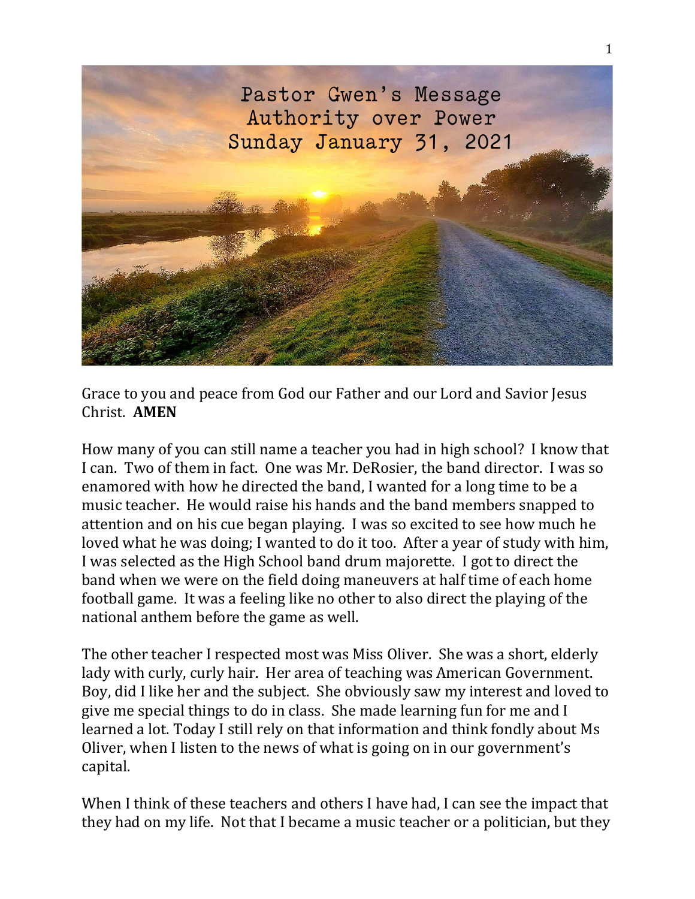# Pastor Gwen's Message
## Authority over Power
### Sunday January 31, 2021

Grace to you and peace from God our Father and our Lord and Savior Jesus Christ. **AMEN**

How many of you can still name a teacher you had in high school? I know that I can. Two of them in fact. One was Mr. DeRosier, the band director. I was so enamored with how he directed the band, I wanted for a long time to be a music teacher. He would raise his hands and the band members snapped to attention and on his cue began playing. I was so excited to see how much he loved what he was doing; I wanted to do it too. After a year of study with him, I was selected as the High School band drum majorette. I got to direct the band when we were on the field doing maneuvers at half time of each home football game. It was a feeling like no other to also direct the playing of the national anthem before the game as well.

The other teacher I respected most was Miss Oliver. She was a short, elderly lady with curly, curly hair. Her area of teaching was American Government. Boy, did I like her and the subject. She obviously saw my interest and loved to give me special things to do in class. She made learning fun for me and I learned a lot. Today I still rely on that information and think fondly about Ms Oliver, when I listen to the news of what is going on in our government's capital.

When I think of these teachers and others I have had, I can see the impact that they had on my life. Not that I became a music teacher or a politician, but they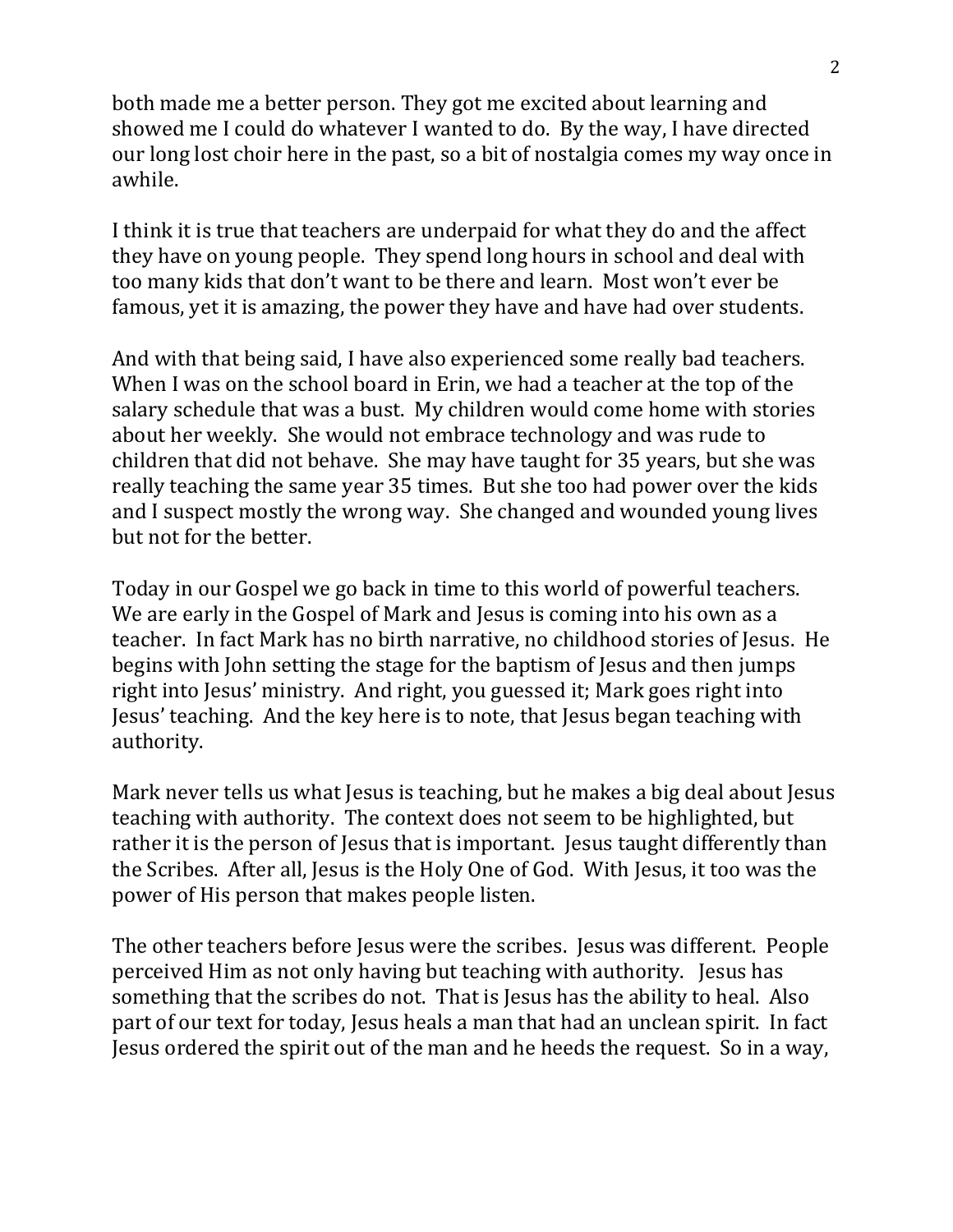both made me a better person. They got me excited about learning and showed me I could do whatever I wanted to do. By the way, I have directed our long lost choir here in the past, so a bit of nostalgia comes my way once in awhile.

I think it is true that teachers are underpaid for what they do and the affect they have on young people. They spend long hours in school and deal with too many kids that don't want to be there and learn. Most won't ever be famous, yet it is amazing, the power they have and have had over students.

And with that being said, I have also experienced some really bad teachers. When I was on the school board in Erin, we had a teacher at the top of the salary schedule that was a bust. My children would come home with stories about her weekly. She would not embrace technology and was rude to children that did not behave. She may have taught for 35 years, but she was really teaching the same year 35 times. But she too had power over the kids and I suspect mostly the wrong way. She changed and wounded young lives but not for the better.

Today in our Gospel we go back in time to this world of powerful teachers. We are early in the Gospel of Mark and Jesus is coming into his own as a teacher. In fact Mark has no birth narrative, no childhood stories of Jesus. He begins with John setting the stage for the baptism of Jesus and then jumps right into Jesus' ministry. And right, you guessed it; Mark goes right into Jesus' teaching. And the key here is to note, that Jesus began teaching with authority.

Mark never tells us what Jesus is teaching, but he makes a big deal about Jesus teaching with authority. The context does not seem to be highlighted, but rather it is the person of Jesus that is important. Jesus taught differently than the Scribes. After all, Jesus is the Holy One of God. With Jesus, it too was the power of His person that makes people listen.

The other teachers before Jesus were the scribes. Jesus was different. People perceived Him as not only having but teaching with authority. Jesus has something that the scribes do not. That is Jesus has the ability to heal. Also part of our text for today, Jesus heals a man that had an unclean spirit. In fact Jesus ordered the spirit out of the man and he heeds the request. So in a way,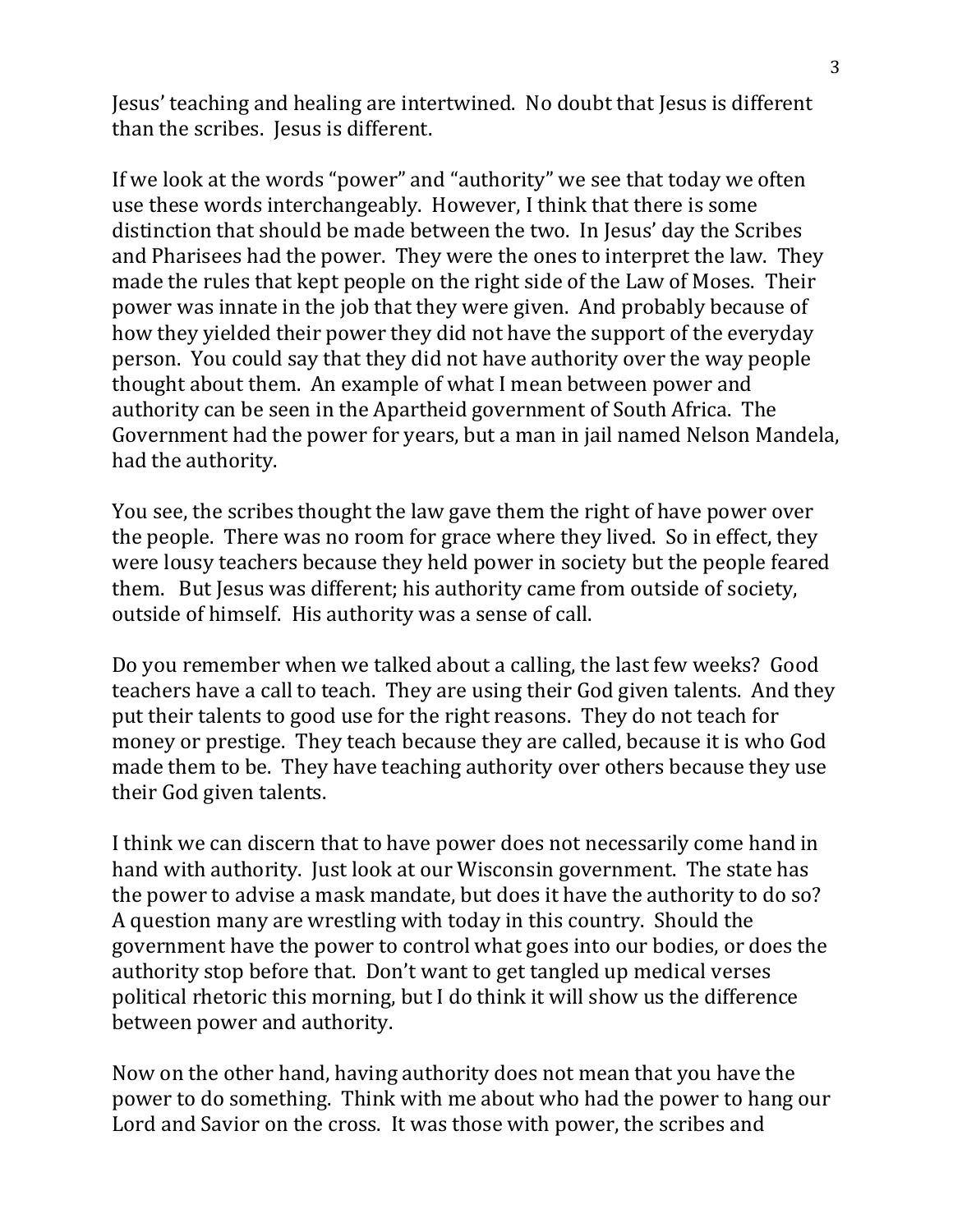Jesus' teaching and healing are intertwined. No doubt that Jesus is different than the scribes. Jesus is different.

If we look at the words "power" and "authority" we see that today we often use these words interchangeably. However, I think that there is some distinction that should be made between the two. In Jesus' day the Scribes and Pharisees had the power. They were the ones to interpret the law. They made the rules that kept people on the right side of the Law of Moses. Their power was innate in the job that they were given. And probably because of how they yielded their power they did not have the support of the everyday person. You could say that they did not have authority over the way people thought about them. An example of what I mean between power and authority can be seen in the Apartheid government of South Africa. The Government had the power for years, but a man in jail named Nelson Mandela, had the authority.

You see, the scribes thought the law gave them the right of have power over the people. There was no room for grace where they lived. So in effect, they were lousy teachers because they held power in society but the people feared them. But Jesus was different; his authority came from outside of society, outside of himself. His authority was a sense of call.

Do you remember when we talked about a calling, the last few weeks? Good teachers have a call to teach. They are using their God given talents. And they put their talents to good use for the right reasons. They do not teach for money or prestige. They teach because they are called, because it is who God made them to be. They have teaching authority over others because they use their God given talents.

I think we can discern that to have power does not necessarily come hand in hand with authority. Just look at our Wisconsin government. The state has the power to advise a mask mandate, but does it have the authority to do so? A question many are wrestling with today in this country. Should the government have the power to control what goes into our bodies, or does the authority stop before that. Don't want to get tangled up medical verses political rhetoric this morning, but I do think it will show us the difference between power and authority.

Now on the other hand, having authority does not mean that you have the power to do something. Think with me about who had the power to hang our Lord and Savior on the cross. It was those with power, the scribes and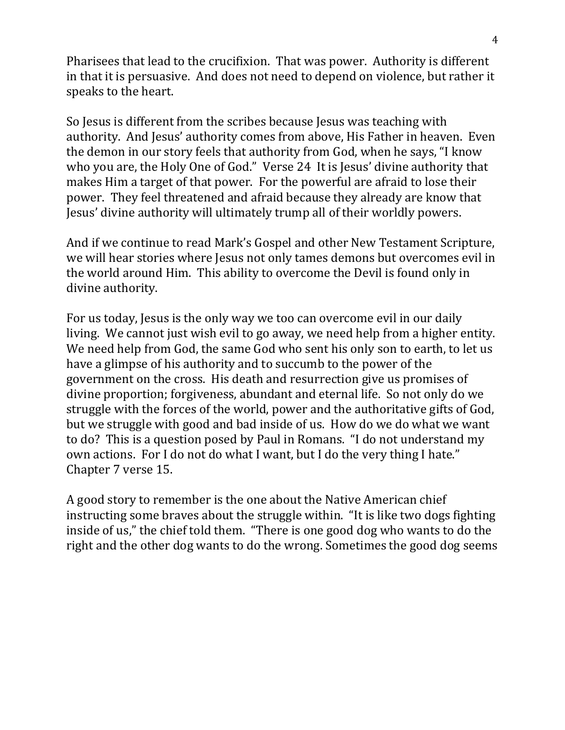Pharisees that lead to the crucifixion. That was power. Authority is different in that it is persuasive. And does not need to depend on violence, but rather it speaks to the heart.

So Jesus is different from the scribes because Jesus was teaching with authority. And Jesus' authority comes from above, His Father in heaven. Even the demon in our story feels that authority from God, when he says, "I know who you are, the Holy One of God." Verse 24 It is Jesus' divine authority that makes Him a target of that power. For the powerful are afraid to lose their power. They feel threatened and afraid because they already are know that Jesus' divine authority will ultimately trump all of their worldly powers.

And if we continue to read Mark's Gospel and other New Testament Scripture, we will hear stories where Jesus not only tames demons but overcomes evil in the world around Him. This ability to overcome the Devil is found only in divine authority.

For us today, Jesus is the only way we too can overcome evil in our daily living. We cannot just wish evil to go away, we need help from a higher entity. We need help from God, the same God who sent his only son to earth, to let us have a glimpse of his authority and to succumb to the power of the government on the cross. His death and resurrection give us promises of divine proportion; forgiveness, abundant and eternal life. So not only do we struggle with the forces of the world, power and the authoritative gifts of God, but we struggle with good and bad inside of us. How do we do what we want to do? This is a question posed by Paul in Romans. "I do not understand my own actions. For I do not do what I want, but I do the very thing I hate." Chapter 7 verse 15.

A good story to remember is the one about the Native American chief instructing some braves about the struggle within. "It is like two dogs fighting inside of us," the chief told them. "There is one good dog who wants to do the right and the other dog wants to do the wrong. Sometimes the good dog seems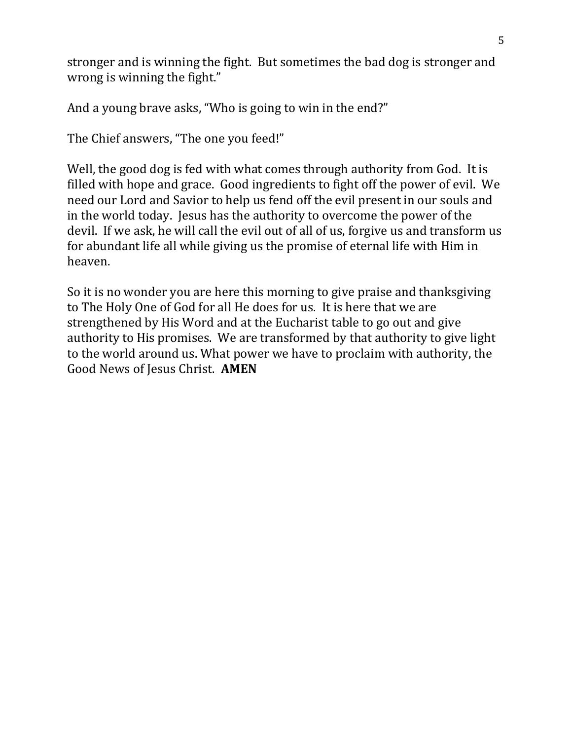stronger and is winning the fight. But sometimes the bad dog is stronger and wrong is winning the fight."

And a young brave asks, "Who is going to win in the end?"

The Chief answers, "The one you feed!"

Well, the good dog is fed with what comes through authority from God. It is filled with hope and grace. Good ingredients to fight off the power of evil. We need our Lord and Savior to help us fend off the evil present in our souls and in the world today. Jesus has the authority to overcome the power of the devil. If we ask, he will call the evil out of all of us, forgive us and transform us for abundant life all while giving us the promise of eternal life with Him in heaven.

So it is no wonder you are here this morning to give praise and thanksgiving to The Holy One of God for all He does for us. It is here that we are strengthened by His Word and at the Eucharist table to go out and give authority to His promises. We are transformed by that authority to give light to the world around us. What power we have to proclaim with authority, the Good News of Jesus Christ. **AMEN**